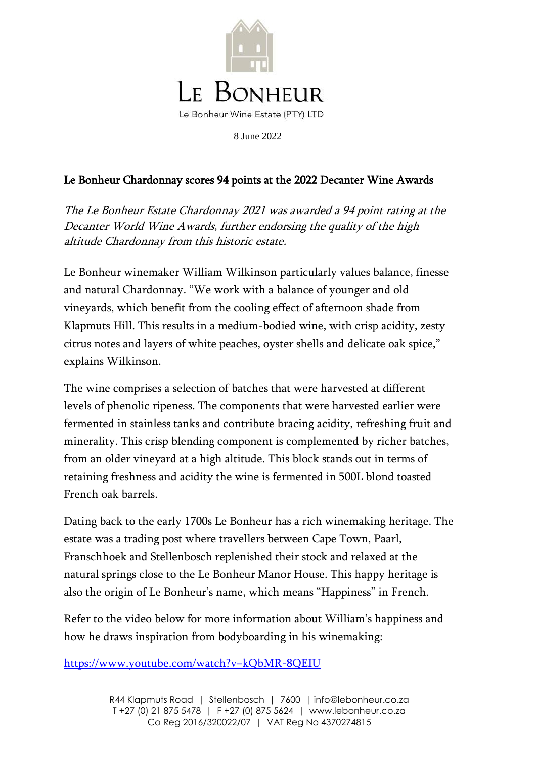# LE BONHEUR

Le Bonheur Wine Estate (PTY) LTD

8 June 2022

## Le Bonheur Chardonnay scores 94 points at the 2022 Decanter Wine Awards

*The Le Bonheur Estate Chardonnay 2021 was awarded a 94 point rating at the Decanter World Wine Awards, further endorsing the quality of the high altitude Chardonnay from this historic estate.*

Le Bonheur winemaker William Wilkinson particularly values balance, finesse and natural Chardonnay. "We work with a balance of younger and old vineyards, which benefit from the cooling effect of afternoon shade from Klapmuts Hill. This results in a medium-bodied wine, with crisp acidity, zesty citrus notes and layers of white peaches, oyster shells and delicate oak spice," explains Wilkinson.

The wine comprises a selection of batches that were harvested at different levels of phenolic ripeness. The components that were harvested earlier were fermented in stainless tanks and contribute bracing acidity, refreshing fruit and minerality. This crisp blending component is complemented by richer batches, from an older vineyard at a high altitude. This block stands out in terms of retaining freshness and acidity the wine is fermented in 500L blond toasted French oak barrels.

Dating back to the early 1700s Le Bonheur has a rich winemaking heritage. The estate was a trading post where travellers between Cape Town, Paarl, Franschhoek and Stellenbosch replenished their stock and relaxed at the natural springs close to the Le Bonheur Manor House. This happy heritage is also the origin of Le Bonheur's name, which means "Happiness" in French.

Refer to the video below for more information about William's happiness and how he draws inspiration from bodyboarding in his winemaking:

https://www.youtube.com/watch?v=kQbMR-8QEIU

R44 Klapmuts Road | Stellenbosch | 7600 | info@lebonheur.co.za
T +27 (0) 21 875 5478 | F +27 (0) 875 5624 | www.lebonheur.co.za
Co Reg 2016/320022/07 | VAT Reg No 4370274815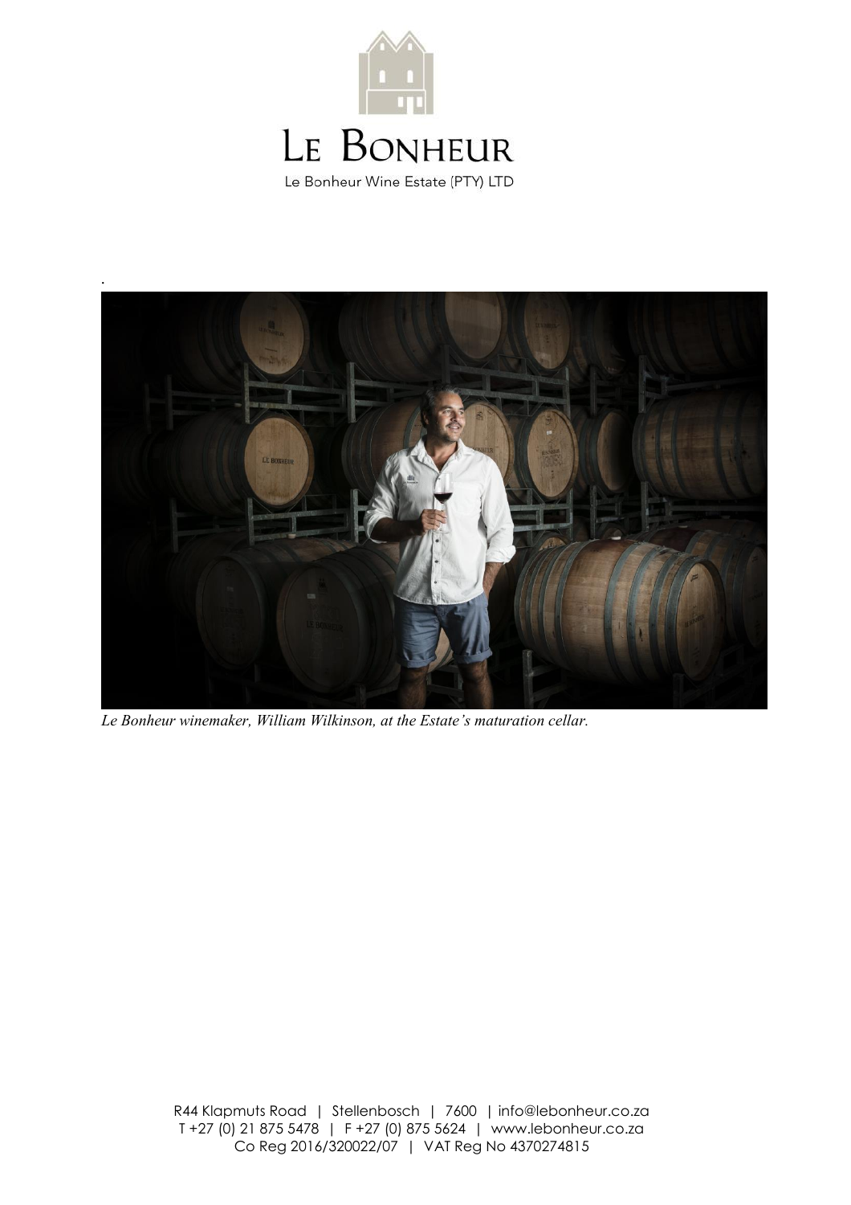*Le Bonheur winemaker, William Wilkinson, at the Estate's maturation cellar.*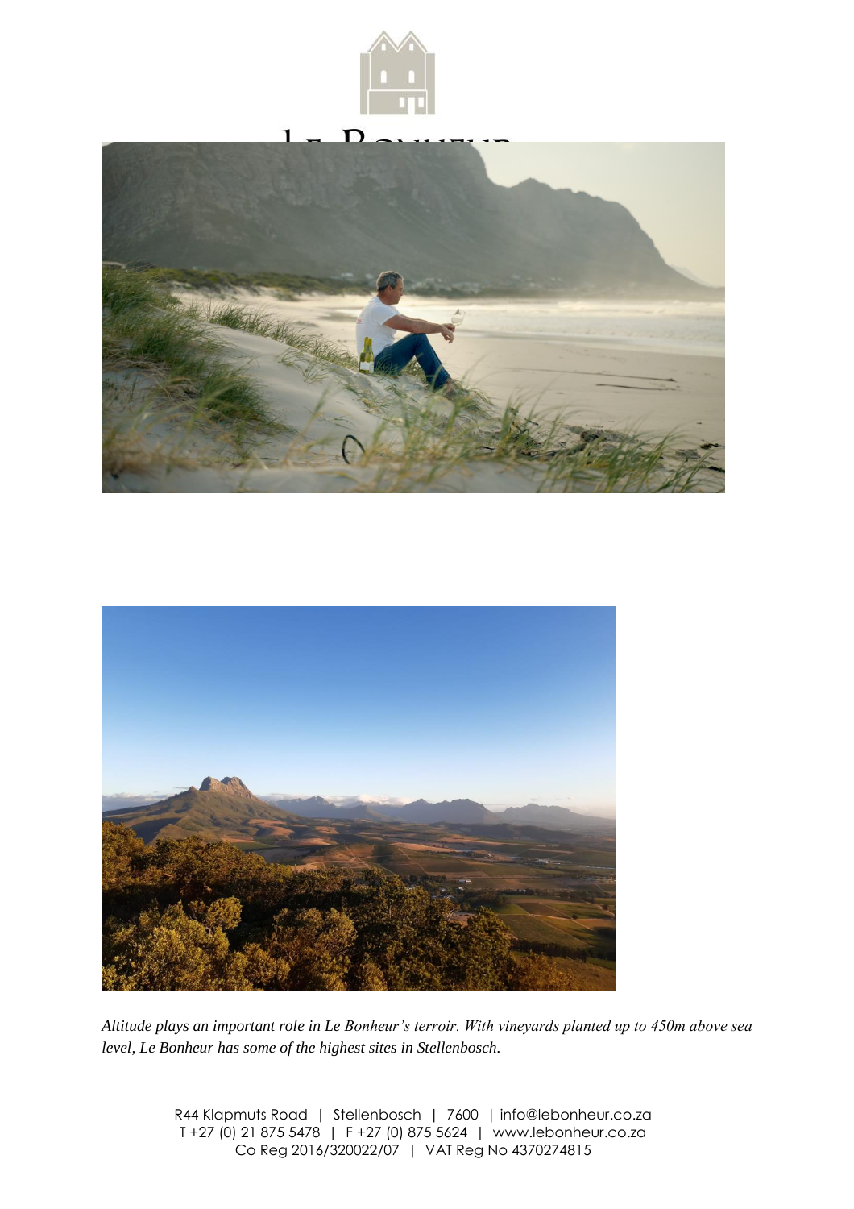*Altitude plays an important role in Le Bonheur's terroir. With vineyards planted up to 450m above sea level, Le Bonheur has some of the highest sites in Stellenbosch.*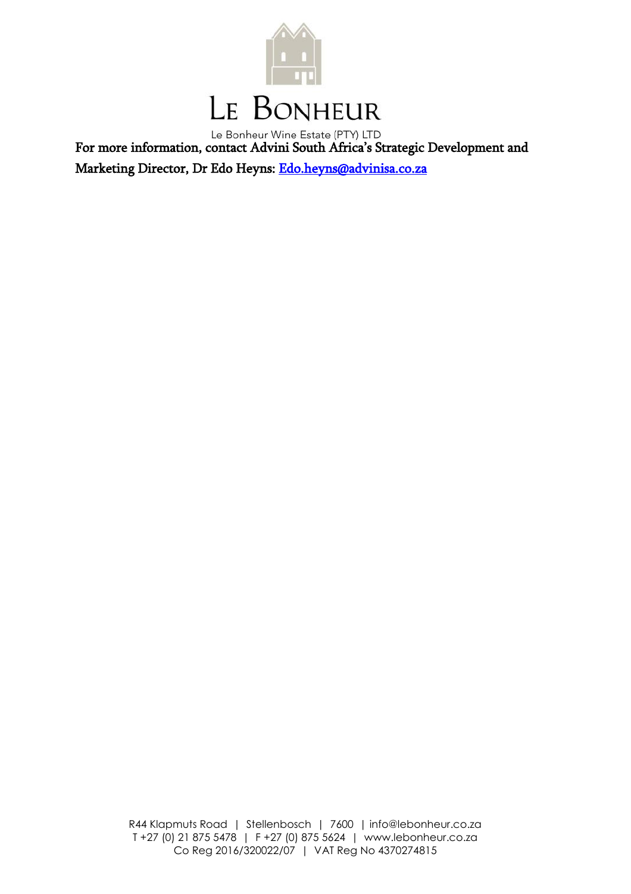For more information, contact Advini South Africa's Strategic Development and Marketing Director, Dr Edo Heyns: [Edo.heyns@advinisa.co.za](mailto:Edo.heyns@advinisa.co.za)